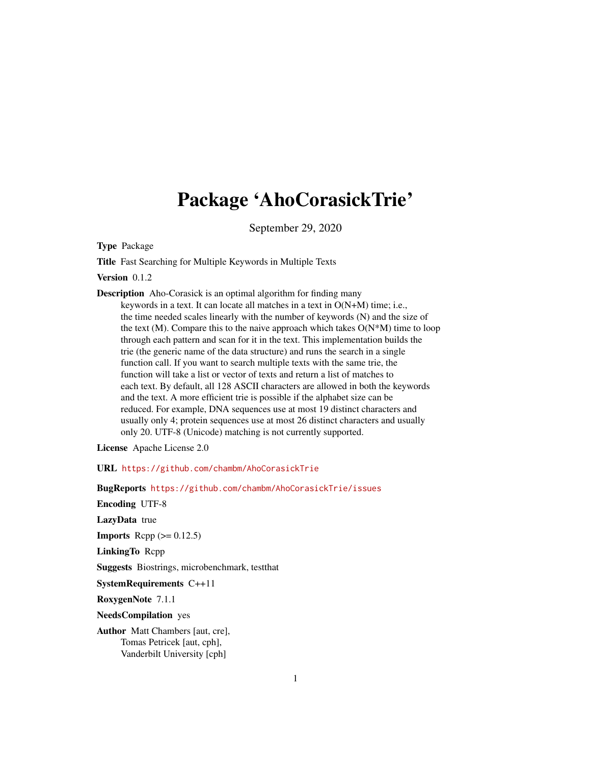# Package 'AhoCorasickTrie'

September 29, 2020

**Type** Package

**Title** Fast Searching for Multiple Keywords in Multiple Texts

**Version** 0.1.2

**Description** Aho-Corasick is an optimal algorithm for finding many keywords in a text. It can locate all matches in a text in O(N+M) time; i.e., the time needed scales linearly with the number of keywords (N) and the size of the text (M). Compare this to the naive approach which takes O(N*M) time to loop through each pattern and scan for it in the text. This implementation builds the trie (the generic name of the data structure) and runs the search in a single function call. If you want to search multiple texts with the same trie, the function will take a list or vector of texts and return a list of matches to each text. By default, all 128 ASCII characters are allowed in both the keywords and the text. A more efficient trie is possible if the alphabet size can be reduced. For example, DNA sequences use at most 19 distinct characters and usually only 4; protein sequences use at most 26 distinct characters and usually only 20. UTF-8 (Unicode) matching is not currently supported.

**License** Apache License 2.0

**URL** https://github.com/chambm/AhoCorasickTrie

**BugReports** https://github.com/chambm/AhoCorasickTrie/issues

**Encoding** UTF-8

**LazyData** true

**Imports** Rcpp (>= 0.12.5)

**LinkingTo** Rcpp

**Suggests** Biostrings, microbenchmark, testthat

**SystemRequirements** C++11

**RoxygenNote** 7.1.1

**NeedsCompilation** yes

**Author** Matt Chambers [aut, cre],
Tomas Petricek [aut, cph],
Vanderbilt University [cph]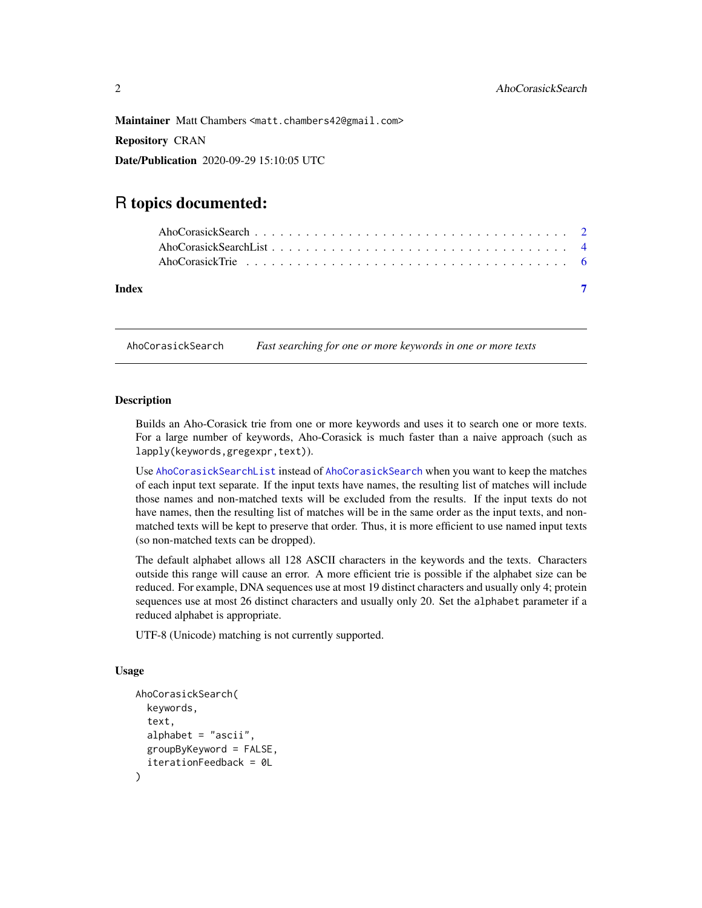**Maintainer** Matt Chambers <matt.chambers42@gmail.com>

**Repository** CRAN

**Date/Publication** 2020-09-29 15:10:05 UTC

# R topics documented:

AhoCorasickSearch . . . . . . . . . . . . . . . . . . . . . . . . . . . . . . . . . . . 2
AhoCorasickSearchList . . . . . . . . . . . . . . . . . . . . . . . . . . . . . . . . . 4
AhoCorasickTrie . . . . . . . . . . . . . . . . . . . . . . . . . . . . . . . . . . . . 6

**Index** 7

---

`AhoCorasickSearch` *Fast searching for one or more keywords in one or more texts*

---

### Description

Builds an Aho-Corasick trie from one or more keywords and uses it to search one or more texts. For a large number of keywords, Aho-Corasick is much faster than a naive approach (such as `lapply(keywords,gregexpr,text)`).

Use `AhoCorasickSearchList` instead of `AhoCorasickSearch` when you want to keep the matches of each input text separate. If the input texts have names, the resulting list of matches will include those names and non-matched texts will be excluded from the results. If the input texts do not have names, then the resulting list of matches will be in the same order as the input texts, and non-matched texts will be kept to preserve that order. Thus, it is more efficient to use named input texts (so non-matched texts can be dropped).

The default alphabet allows all 128 ASCII characters in the keywords and the texts. Characters outside this range will cause an error. A more efficient trie is possible if the alphabet size can be reduced. For example, DNA sequences use at most 19 distinct characters and usually only 4; protein sequences use at most 26 distinct characters and usually only 20. Set the `alphabet` parameter if a reduced alphabet is appropriate.

UTF-8 (Unicode) matching is not currently supported.

### Usage

```
AhoCorasickSearch(
  keywords,
  text,
  alphabet = "ascii",
  groupByKeyword = FALSE,
  iterationFeedback = 0L
)
```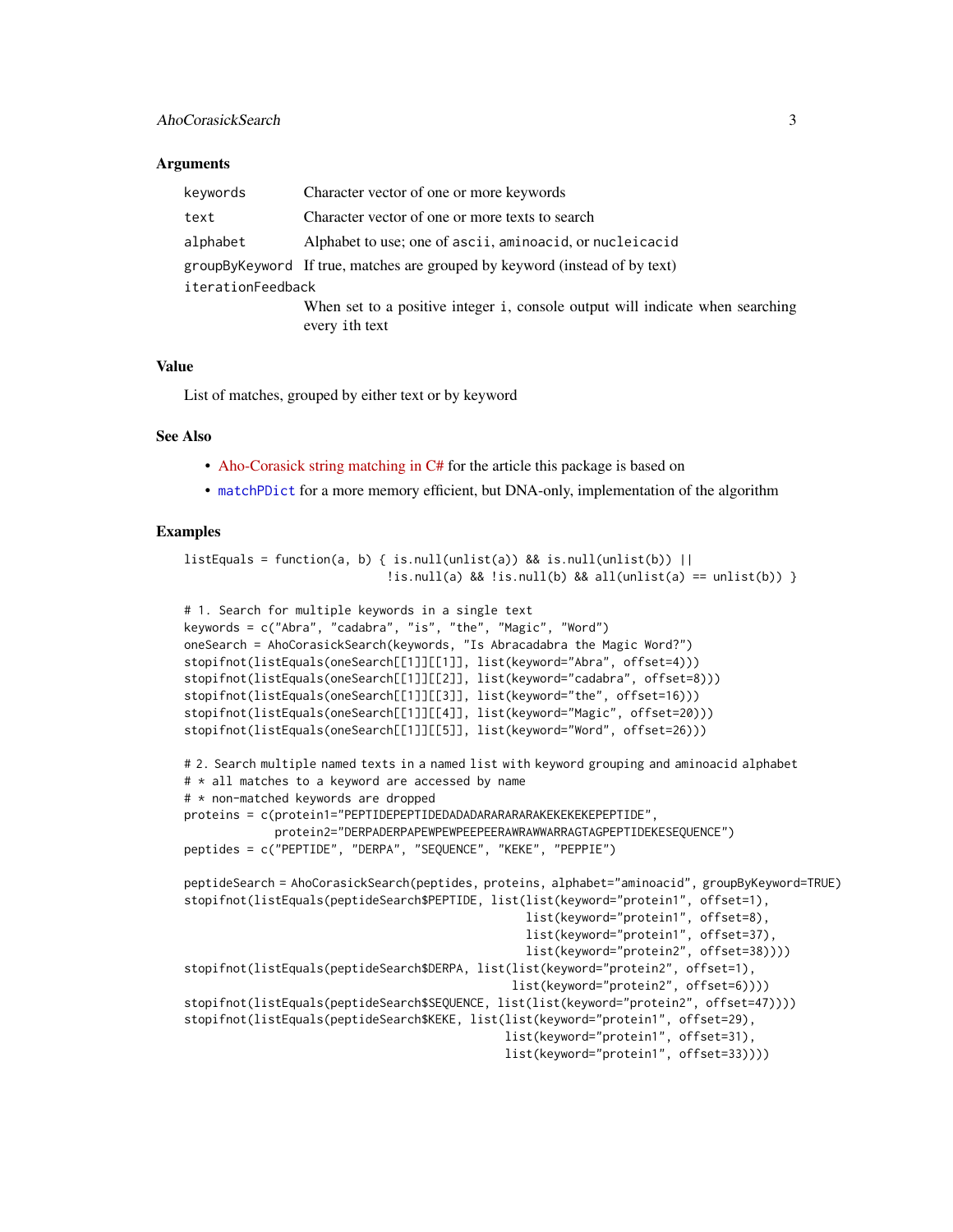### Arguments

| | |
|---|---|
| `keywords` | Character vector of one or more keywords |
| `text` | Character vector of one or more texts to search |
| `alphabet` | Alphabet to use; one of `ascii`, `aminoacid`, or `nucleicacid` |
| `groupByKeyword` | If true, matches are grouped by keyword (instead of by text) |
| `iterationFeedback` | When set to a positive integer `i`, console output will indicate when searching every ith text |

### Value

List of matches, grouped by either text or by keyword

### See Also

- Aho-Corasick string matching in C# for the article this package is based on
- `matchPDict` for a more memory efficient, but DNA-only, implementation of the algorithm

### Examples

```
listEquals = function(a, b) { is.null(unlist(a)) && is.null(unlist(b)) ||
                              !is.null(a) && !is.null(b) && all(unlist(a) == unlist(b)) }

# 1. Search for multiple keywords in a single text
keywords = c("Abra", "cadabra", "is", "the", "Magic", "Word")
oneSearch = AhoCorasickSearch(keywords, "Is Abracadabra the Magic Word?")
stopifnot(listEquals(oneSearch[[1]][[1]], list(keyword="Abra", offset=4)))
stopifnot(listEquals(oneSearch[[1]][[2]], list(keyword="cadabra", offset=8)))
stopifnot(listEquals(oneSearch[[1]][[3]], list(keyword="the", offset=16)))
stopifnot(listEquals(oneSearch[[1]][[4]], list(keyword="Magic", offset=20)))
stopifnot(listEquals(oneSearch[[1]][[5]], list(keyword="Word", offset=26)))

# 2. Search multiple named texts in a named list with keyword grouping and aminoacid alphabet
# * all matches to a keyword are accessed by name
# * non-matched keywords are dropped
proteins = c(protein1="PEPTIDEPEPTIDEDADADARARARARAKEKEKEKEPEPTIDE",
             protein2="DERPADERPAPEWPEWPEEPEERAWRAWWARRAGTAGPEPTIDEKESEQUENCE")
peptides = c("PEPTIDE", "DERPA", "SEQUENCE", "KEKE", "PEPPIE")

peptideSearch = AhoCorasickSearch(peptides, proteins, alphabet="aminoacid", groupByKeyword=TRUE)
stopifnot(listEquals(peptideSearch$PEPTIDE, list(list(keyword="protein1", offset=1),
                                                 list(keyword="protein1", offset=8),
                                                 list(keyword="protein1", offset=37),
                                                 list(keyword="protein2", offset=38))))
stopifnot(listEquals(peptideSearch$DERPA, list(list(keyword="protein2", offset=1),
                                               list(keyword="protein2", offset=6))))
stopifnot(listEquals(peptideSearch$SEQUENCE, list(list(keyword="protein2", offset=47))))
stopifnot(listEquals(peptideSearch$KEKE, list(list(keyword="protein1", offset=29),
                                              list(keyword="protein1", offset=31),
                                              list(keyword="protein1", offset=33))))
```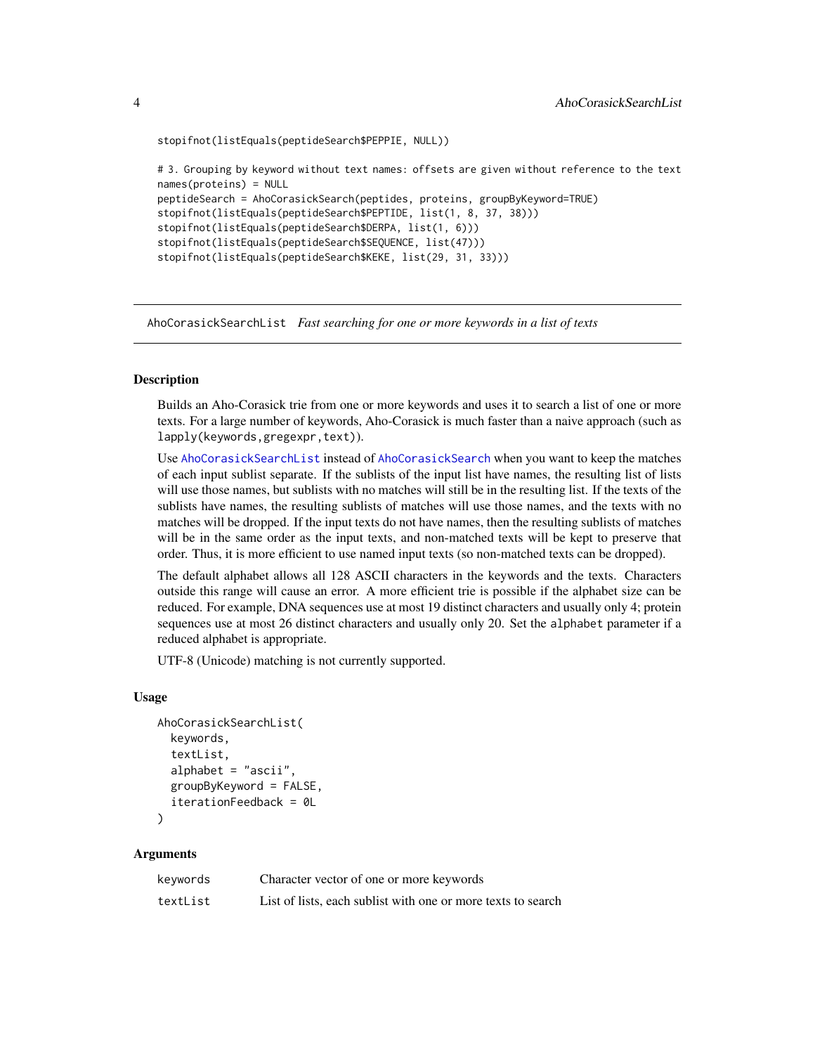```
stopifnot(listEquals(peptideSearch$PEPPIE, NULL))

# 3. Grouping by keyword without text names: offsets are given without reference to the text
names(proteins) = NULL
peptideSearch = AhoCorasickSearch(peptides, proteins, groupByKeyword=TRUE)
stopifnot(listEquals(peptideSearch$PEPTIDE, list(1, 8, 37, 38)))
stopifnot(listEquals(peptideSearch$DERPA, list(1, 6)))
stopifnot(listEquals(peptideSearch$SEQUENCE, list(47)))
stopifnot(listEquals(peptideSearch$KEKE, list(29, 31, 33)))
```

## AhoCorasickSearchList *Fast searching for one or more keywords in a list of texts*

### Description

Builds an Aho-Corasick trie from one or more keywords and uses it to search a list of one or more texts. For a large number of keywords, Aho-Corasick is much faster than a naive approach (such as `lapply(keywords,gregexpr,text)`).

Use `AhoCorasickSearchList` instead of `AhoCorasickSearch` when you want to keep the matches of each input sublist separate. If the sublists of the input list have names, the resulting list of lists will use those names, but sublists with no matches will still be in the resulting list. If the texts of the sublists have names, the resulting sublists of matches will use those names, and the texts with no matches will be dropped. If the input texts do not have names, then the resulting sublists of matches will be in the same order as the input texts, and non-matched texts will be kept to preserve that order. Thus, it is more efficient to use named input texts (so non-matched texts can be dropped).

The default alphabet allows all 128 ASCII characters in the keywords and the texts. Characters outside this range will cause an error. A more efficient trie is possible if the alphabet size can be reduced. For example, DNA sequences use at most 19 distinct characters and usually only 4; protein sequences use at most 26 distinct characters and usually only 20. Set the `alphabet` parameter if a reduced alphabet is appropriate.

UTF-8 (Unicode) matching is not currently supported.

### Usage

```
AhoCorasickSearchList(
  keywords,
  textList,
  alphabet = "ascii",
  groupByKeyword = FALSE,
  iterationFeedback = 0L
)
```

### Arguments

| | |
|---|---|
| `keywords` | Character vector of one or more keywords |
| `textList` | List of lists, each sublist with one or more texts to search |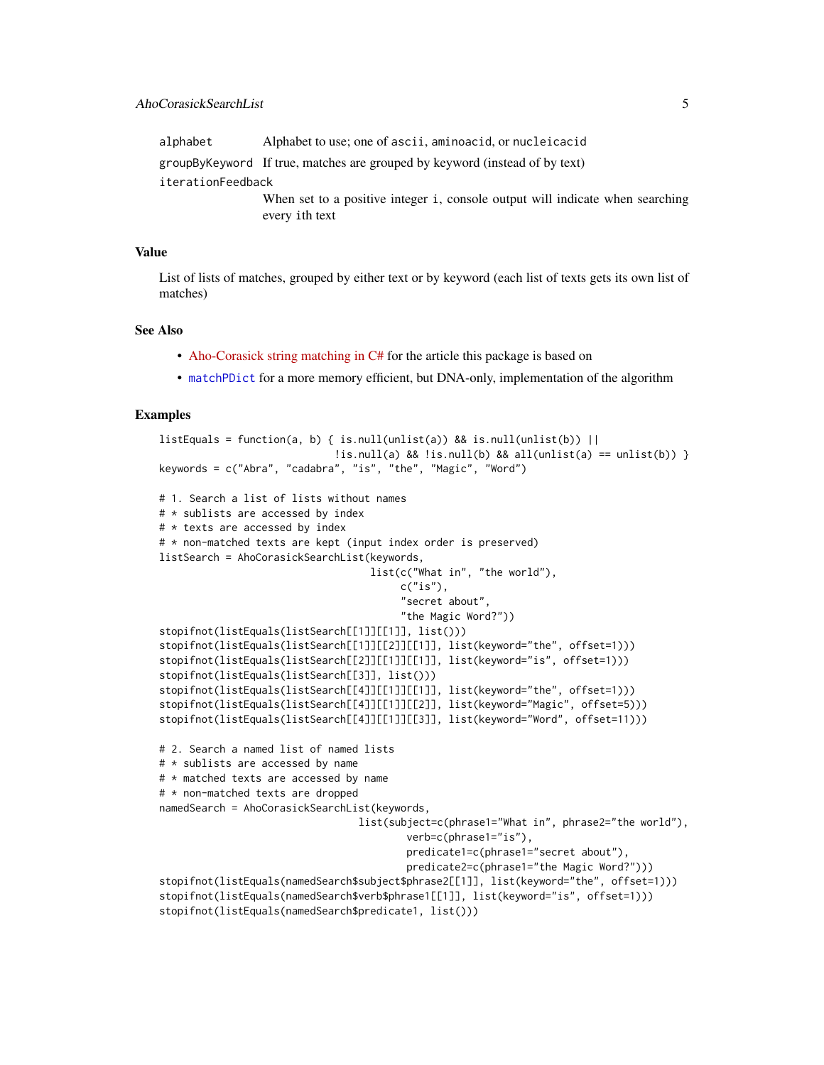| | |
|---|---|
| alphabet | Alphabet to use; one of ascii, aminoacid, or nucleicacid |
| groupByKeyword | If true, matches are grouped by keyword (instead of by text) |
| iterationFeedback | When set to a positive integer i, console output will indicate when searching every ith text |

## Value

List of lists of matches, grouped by either text or by keyword (each list of texts gets its own list of matches)

## See Also

- Aho-Corasick string matching in C# for the article this package is based on
- matchPDict for a more memory efficient, but DNA-only, implementation of the algorithm

## Examples

```
listEquals = function(a, b) { is.null(unlist(a)) && is.null(unlist(b)) ||
                              !is.null(a) && !is.null(b) && all(unlist(a) == unlist(b)) }
keywords = c("Abra", "cadabra", "is", "the", "Magic", "Word")

# 1. Search a list of lists without names
# * sublists are accessed by index
# * texts are accessed by index
# * non-matched texts are kept (input index order is preserved)
listSearch = AhoCorasickSearchList(keywords,
                                   list(c("What in", "the world"),
                                        c("is"),
                                        "secret about",
                                        "the Magic Word?"))
stopifnot(listEquals(listSearch[[1]][[1]], list()))
stopifnot(listEquals(listSearch[[1]][[2]][[1]], list(keyword="the", offset=1)))
stopifnot(listEquals(listSearch[[2]][[1]][[1]], list(keyword="is", offset=1)))
stopifnot(listEquals(listSearch[[3]], list()))
stopifnot(listEquals(listSearch[[4]][[1]][[1]], list(keyword="the", offset=1)))
stopifnot(listEquals(listSearch[[4]][[1]][[2]], list(keyword="Magic", offset=5)))
stopifnot(listEquals(listSearch[[4]][[1]][[3]], list(keyword="Word", offset=11)))

# 2. Search a named list of named lists
# * sublists are accessed by name
# * matched texts are accessed by name
# * non-matched texts are dropped
namedSearch = AhoCorasickSearchList(keywords,
                                    list(subject=c(phrase1="What in", phrase2="the world"),
                                         verb=c(phrase1="is"),
                                         predicate1=c(phrase1="secret about"),
                                         predicate2=c(phrase1="the Magic Word?")))
stopifnot(listEquals(namedSearch$subject$phrase2[[1]], list(keyword="the", offset=1)))
stopifnot(listEquals(namedSearch$verb$phrase1[[1]], list(keyword="is", offset=1)))
stopifnot(listEquals(namedSearch$predicate1, list()))
```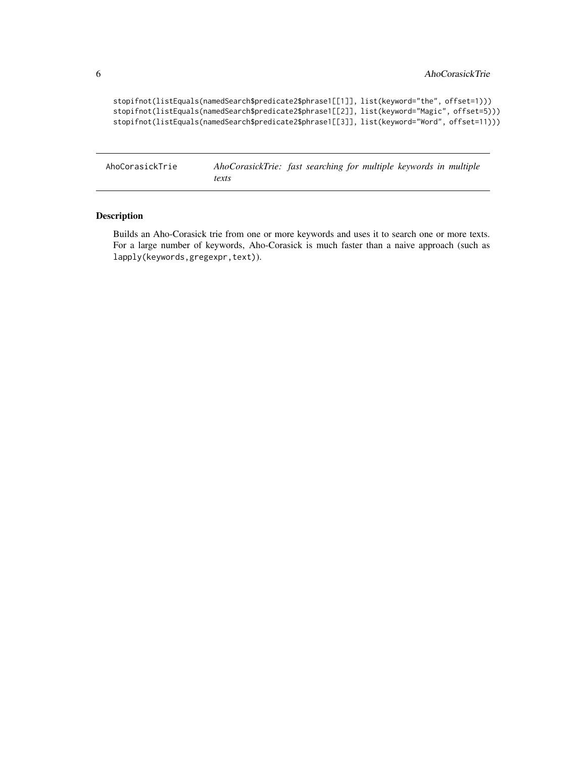```
stopifnot(listEquals(namedSearch$predicate2$phrase1[[1]], list(keyword="the", offset=1)))
stopifnot(listEquals(namedSearch$predicate2$phrase1[[2]], list(keyword="Magic", offset=5)))
stopifnot(listEquals(namedSearch$predicate2$phrase1[[3]], list(keyword="Word", offset=11)))
```

---

`AhoCorasickTrie` *AhoCorasickTrie: fast searching for multiple keywords in multiple texts*

---

## Description

Builds an Aho-Corasick trie from one or more keywords and uses it to search one or more texts. For a large number of keywords, Aho-Corasick is much faster than a naive approach (such as `lapply(keywords,gregexpr,text)`).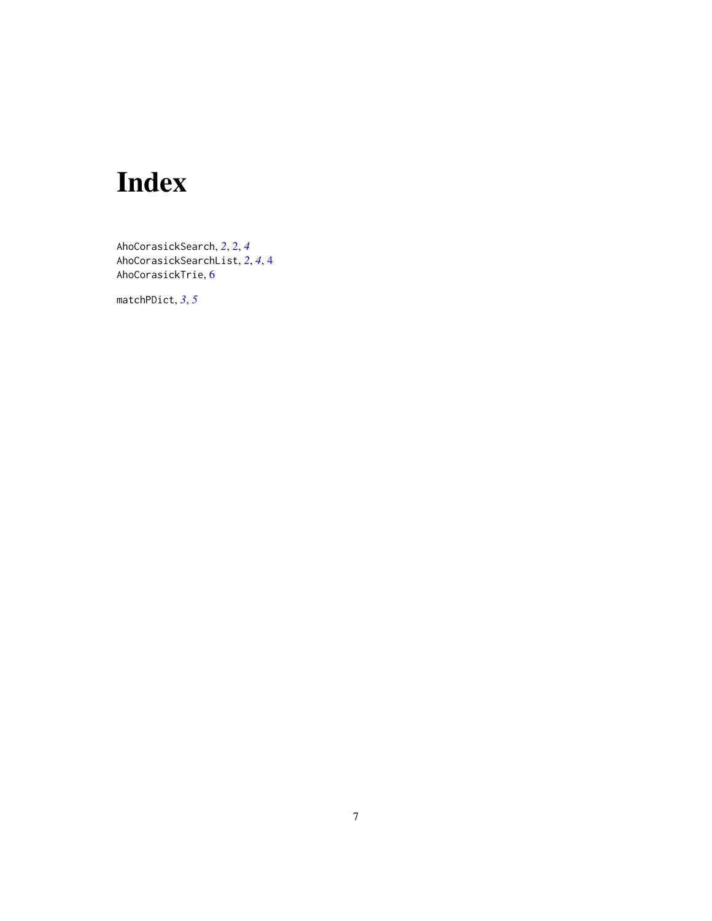# Index

AhoCorasickSearch, *2*, 2, *4*
AhoCorasickSearchList, *2*, *4*, 4
AhoCorasickTrie, 6

matchPDict, *3*, *5*